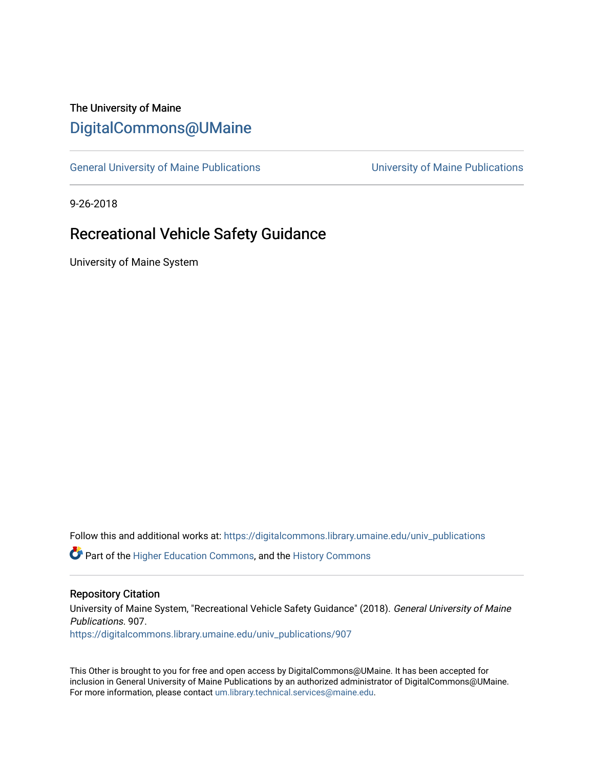The University of Maine

# DigitalCommons@UMaine

General University of Maine Publications — University of Maine Publications

9-26-2018

## Recreational Vehicle Safety Guidance

University of Maine System

Follow this and additional works at: https://digitalcommons.library.umaine.edu/univ_publications

Part of the Higher Education Commons, and the History Commons

### Repository Citation

University of Maine System, "Recreational Vehicle Safety Guidance" (2018). *General University of Maine Publications*. 907.
https://digitalcommons.library.umaine.edu/univ_publications/907

This Other is brought to you for free and open access by DigitalCommons@UMaine. It has been accepted for inclusion in General University of Maine Publications by an authorized administrator of DigitalCommons@UMaine. For more information, please contact um.library.technical.services@maine.edu.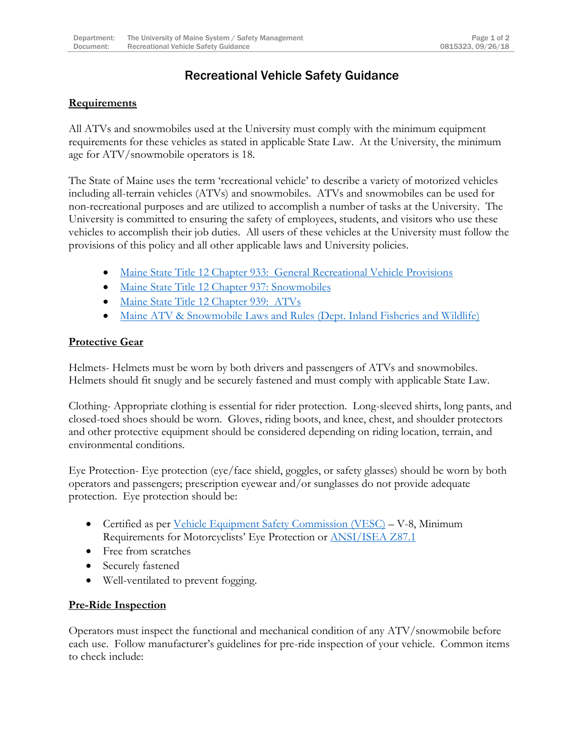# Recreational Vehicle Safety Guidance

## Requirements

All ATVs and snowmobiles used at the University must comply with the minimum equipment requirements for these vehicles as stated in applicable State Law. At the University, the minimum age for ATV/snowmobile operators is 18.

The State of Maine uses the term 'recreational vehicle' to describe a variety of motorized vehicles including all-terrain vehicles (ATVs) and snowmobiles. ATVs and snowmobiles can be used for non-recreational purposes and are utilized to accomplish a number of tasks at the University. The University is committed to ensuring the safety of employees, students, and visitors who use these vehicles to accomplish their job duties. All users of these vehicles at the University must follow the provisions of this policy and all other applicable laws and University policies.

- Maine State Title 12 Chapter 933: General Recreational Vehicle Provisions
- Maine State Title 12 Chapter 937: Snowmobiles
- Maine State Title 12 Chapter 939: ATVs
- Maine ATV & Snowmobile Laws and Rules (Dept. Inland Fisheries and Wildlife)

## Protective Gear

Helmets- Helmets must be worn by both drivers and passengers of ATVs and snowmobiles. Helmets should fit snugly and be securely fastened and must comply with applicable State Law.

Clothing- Appropriate clothing is essential for rider protection. Long-sleeved shirts, long pants, and closed-toed shoes should be worn. Gloves, riding boots, and knee, chest, and shoulder protectors and other protective equipment should be considered depending on riding location, terrain, and environmental conditions.

Eye Protection- Eye protection (eye/face shield, goggles, or safety glasses) should be worn by both operators and passengers; prescription eyewear and/or sunglasses do not provide adequate protection. Eye protection should be:

- Certified as per Vehicle Equipment Safety Commission (VESC) – V-8, Minimum Requirements for Motorcyclists' Eye Protection or ANSI/ISEA Z87.1
- Free from scratches
- Securely fastened
- Well-ventilated to prevent fogging.

## Pre-Ride Inspection

Operators must inspect the functional and mechanical condition of any ATV/snowmobile before each use. Follow manufacturer's guidelines for pre-ride inspection of your vehicle. Common items to check include: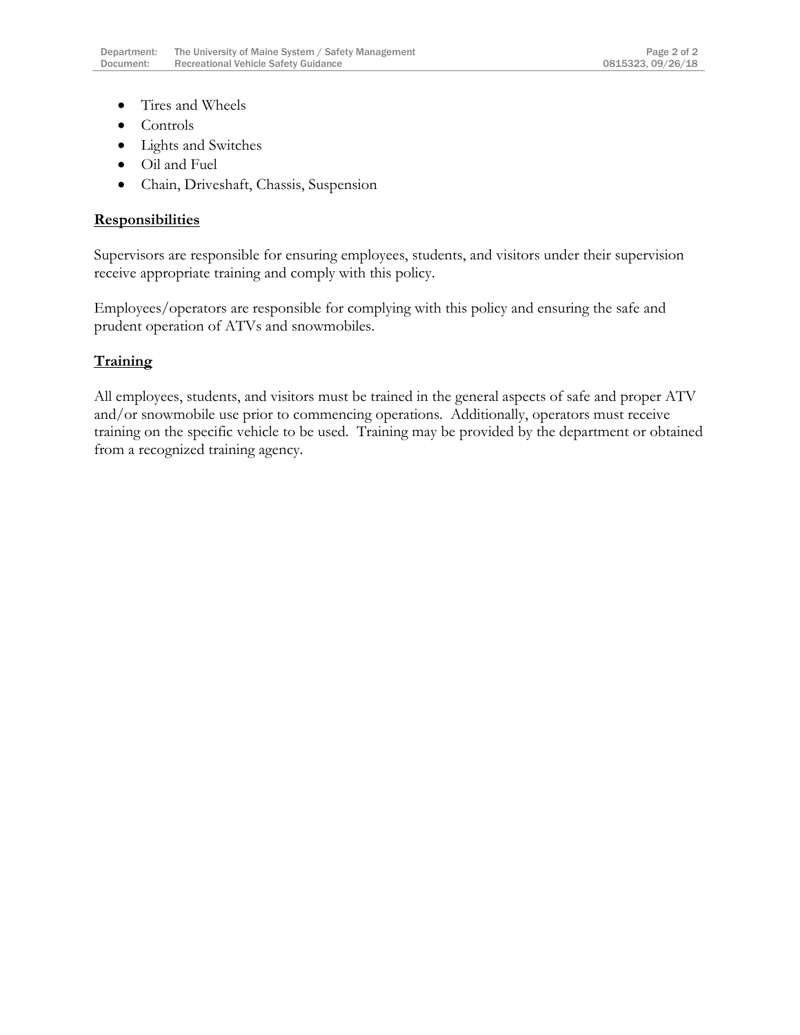- Tires and Wheels
- Controls
- Lights and Switches
- Oil and Fuel
- Chain, Driveshaft, Chassis, Suspension

## Responsibilities

Supervisors are responsible for ensuring employees, students, and visitors under their supervision receive appropriate training and comply with this policy.

Employees/operators are responsible for complying with this policy and ensuring the safe and prudent operation of ATVs and snowmobiles.

## Training

All employees, students, and visitors must be trained in the general aspects of safe and proper ATV and/or snowmobile use prior to commencing operations. Additionally, operators must receive training on the specific vehicle to be used. Training may be provided by the department or obtained from a recognized training agency.